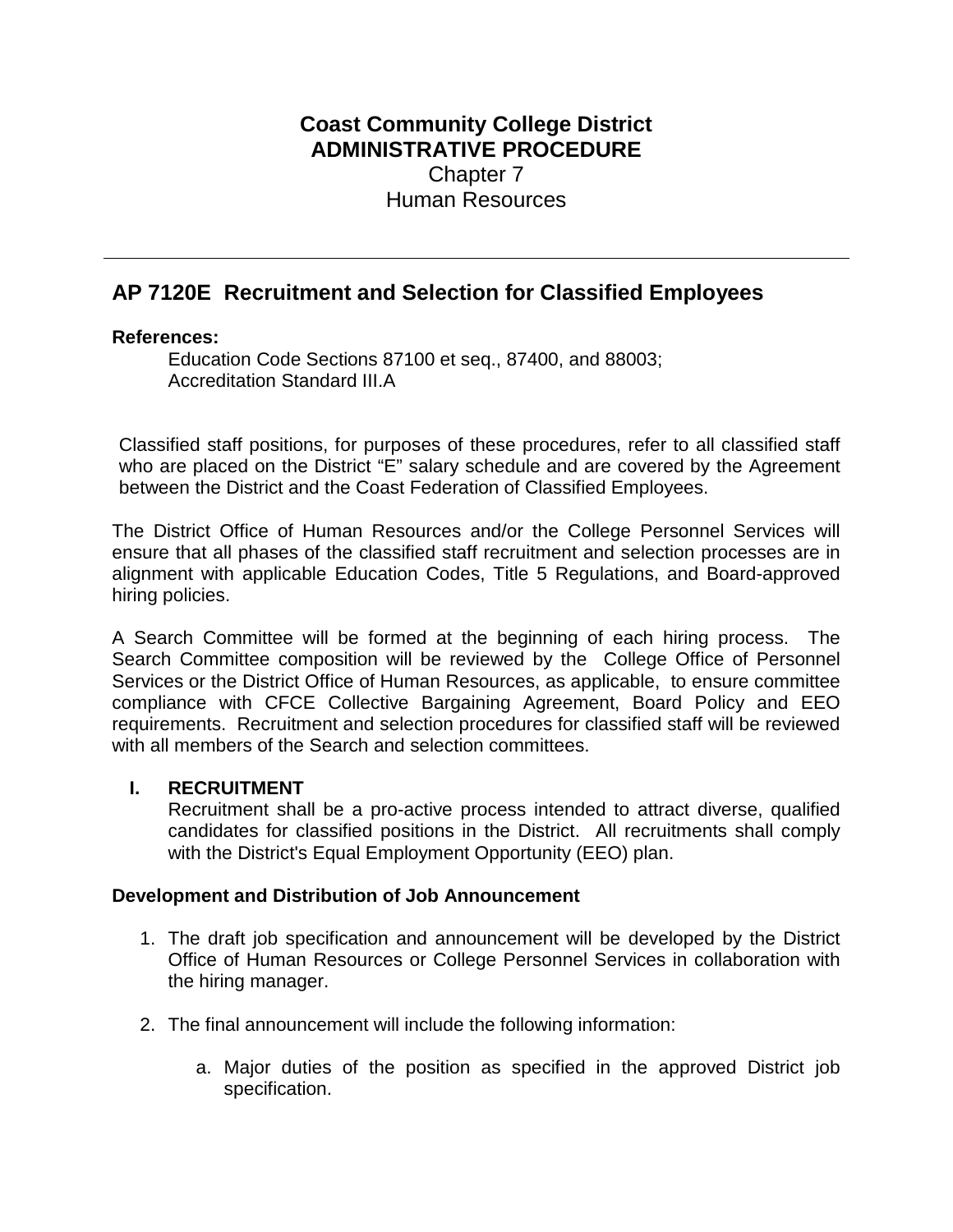**Coast Community College District**
**ADMINISTRATIVE PROCEDURE**
Chapter 7
Human Resources

---

# AP 7120E Recruitment and Selection for Classified Employees

**References:**

Education Code Sections 87100 et seq., 87400, and 88003;
Accreditation Standard III.A

Classified staff positions, for purposes of these procedures, refer to all classified staff who are placed on the District "E" salary schedule and are covered by the Agreement between the District and the Coast Federation of Classified Employees.

The District Office of Human Resources and/or the College Personnel Services will ensure that all phases of the classified staff recruitment and selection processes are in alignment with applicable Education Codes, Title 5 Regulations, and Board-approved hiring policies.

A Search Committee will be formed at the beginning of each hiring process. The Search Committee composition will be reviewed by the College Office of Personnel Services or the District Office of Human Resources, as applicable, to ensure committee compliance with CFCE Collective Bargaining Agreement, Board Policy and EEO requirements. Recruitment and selection procedures for classified staff will be reviewed with all members of the Search and selection committees.

## I. RECRUITMENT

Recruitment shall be a pro-active process intended to attract diverse, qualified candidates for classified positions in the District. All recruitments shall comply with the District's Equal Employment Opportunity (EEO) plan.

### Development and Distribution of Job Announcement

1. The draft job specification and announcement will be developed by the District Office of Human Resources or College Personnel Services in collaboration with the hiring manager.

2. The final announcement will include the following information:

    a. Major duties of the position as specified in the approved District job specification.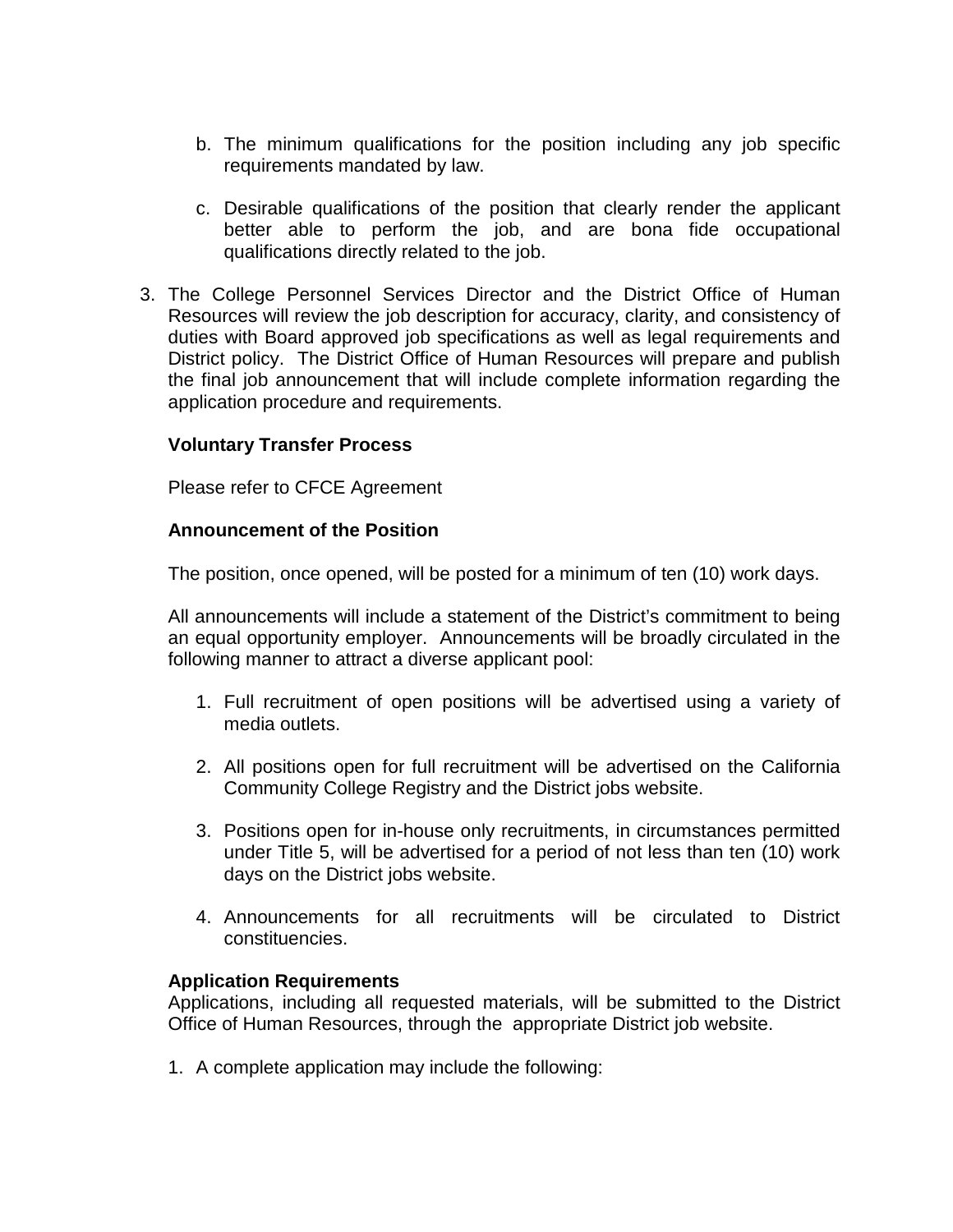b. The minimum qualifications for the position including any job specific requirements mandated by law.

c. Desirable qualifications of the position that clearly render the applicant better able to perform the job, and are bona fide occupational qualifications directly related to the job.

3. The College Personnel Services Director and the District Office of Human Resources will review the job description for accuracy, clarity, and consistency of duties with Board approved job specifications as well as legal requirements and District policy. The District Office of Human Resources will prepare and publish the final job announcement that will include complete information regarding the application procedure and requirements.

**Voluntary Transfer Process**

Please refer to CFCE Agreement

**Announcement of the Position**

The position, once opened, will be posted for a minimum of ten (10) work days.

All announcements will include a statement of the District's commitment to being an equal opportunity employer. Announcements will be broadly circulated in the following manner to attract a diverse applicant pool:

1. Full recruitment of open positions will be advertised using a variety of media outlets.
2. All positions open for full recruitment will be advertised on the California Community College Registry and the District jobs website.
3. Positions open for in-house only recruitments, in circumstances permitted under Title 5, will be advertised for a period of not less than ten (10) work days on the District jobs website.
4. Announcements for all recruitments will be circulated to District constituencies.

**Application Requirements**

Applications, including all requested materials, will be submitted to the District Office of Human Resources, through the appropriate District job website.

1. A complete application may include the following: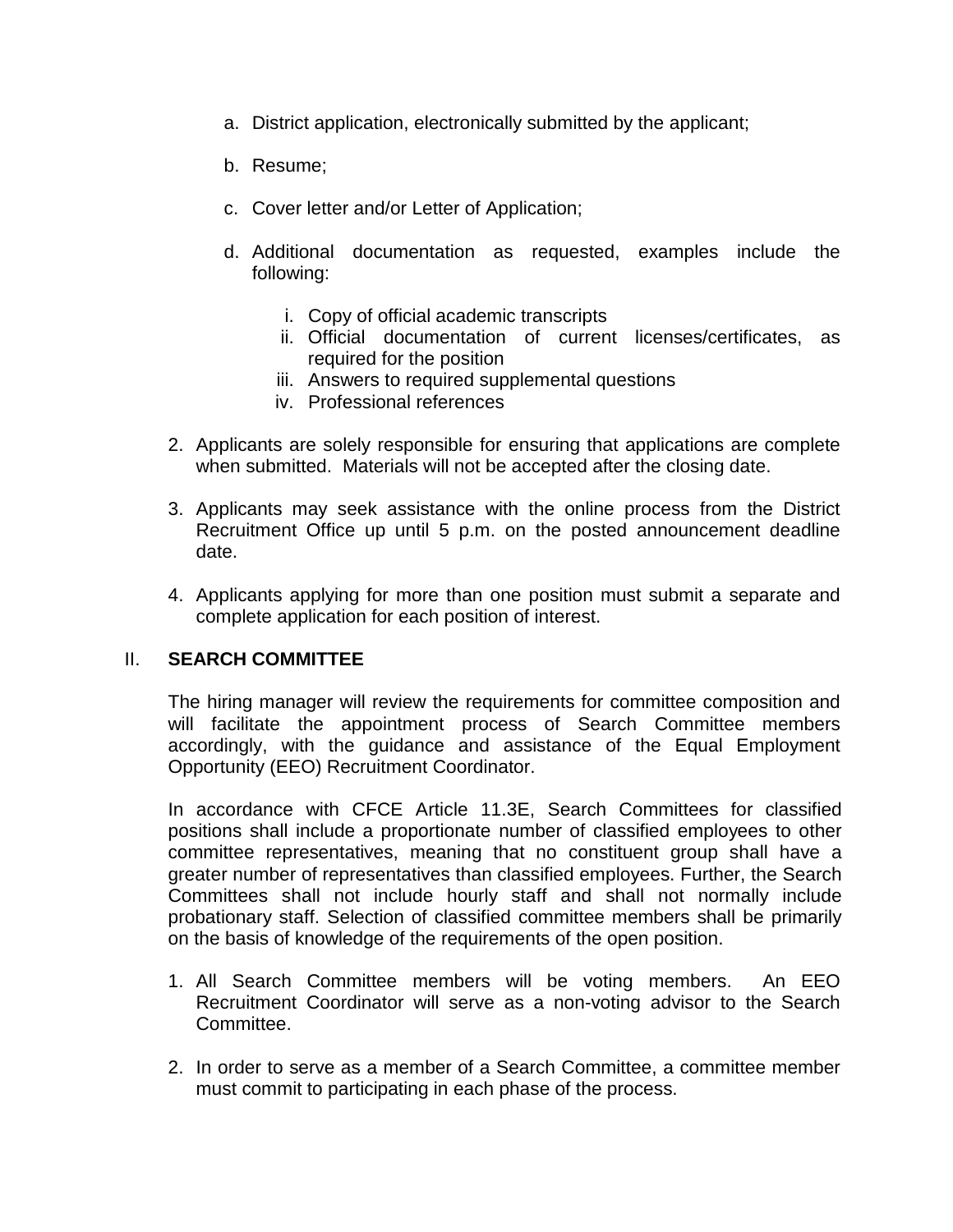a. District application, electronically submitted by the applicant;

   b. Resume;

   c. Cover letter and/or Letter of Application;

   d. Additional documentation as requested, examples include the following:

      i. Copy of official academic transcripts
      ii. Official documentation of current licenses/certificates, as required for the position
      iii. Answers to required supplemental questions
      iv. Professional references

2. Applicants are solely responsible for ensuring that applications are complete when submitted. Materials will not be accepted after the closing date.

3. Applicants may seek assistance with the online process from the District Recruitment Office up until 5 p.m. on the posted announcement deadline date.

4. Applicants applying for more than one position must submit a separate and complete application for each position of interest.

## II. SEARCH COMMITTEE

The hiring manager will review the requirements for committee composition and will facilitate the appointment process of Search Committee members accordingly, with the guidance and assistance of the Equal Employment Opportunity (EEO) Recruitment Coordinator.

In accordance with CFCE Article 11.3E, Search Committees for classified positions shall include a proportionate number of classified employees to other committee representatives, meaning that no constituent group shall have a greater number of representatives than classified employees. Further, the Search Committees shall not include hourly staff and shall not normally include probationary staff. Selection of classified committee members shall be primarily on the basis of knowledge of the requirements of the open position.

1. All Search Committee members will be voting members. An EEO Recruitment Coordinator will serve as a non-voting advisor to the Search Committee.

2. In order to serve as a member of a Search Committee, a committee member must commit to participating in each phase of the process.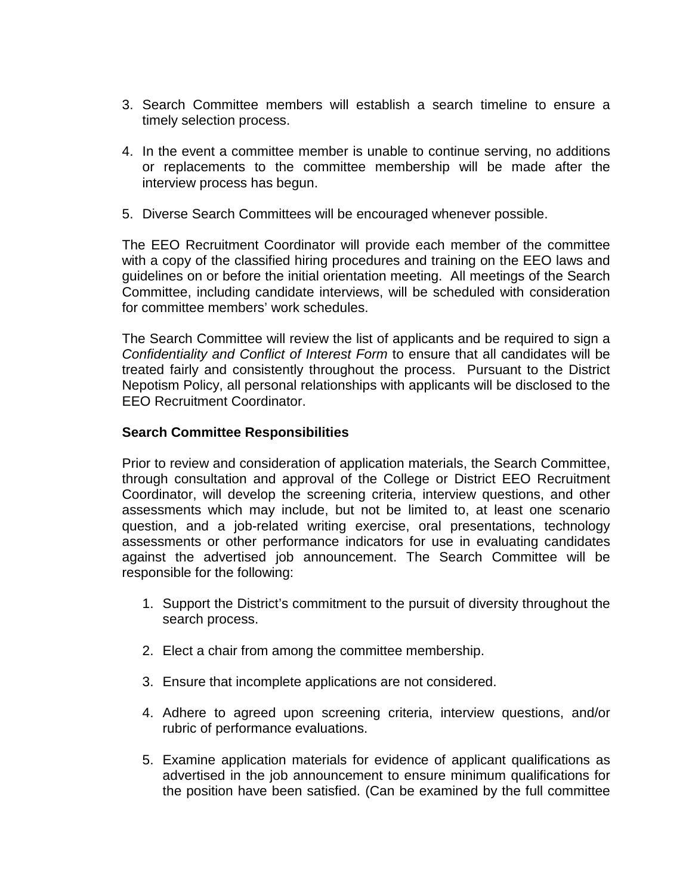3. Search Committee members will establish a search timeline to ensure a timely selection process.

4. In the event a committee member is unable to continue serving, no additions or replacements to the committee membership will be made after the interview process has begun.

5. Diverse Search Committees will be encouraged whenever possible.

The EEO Recruitment Coordinator will provide each member of the committee with a copy of the classified hiring procedures and training on the EEO laws and guidelines on or before the initial orientation meeting. All meetings of the Search Committee, including candidate interviews, will be scheduled with consideration for committee members' work schedules.

The Search Committee will review the list of applicants and be required to sign a *Confidentiality and Conflict of Interest Form* to ensure that all candidates will be treated fairly and consistently throughout the process. Pursuant to the District Nepotism Policy, all personal relationships with applicants will be disclosed to the EEO Recruitment Coordinator.

**Search Committee Responsibilities**

Prior to review and consideration of application materials, the Search Committee, through consultation and approval of the College or District EEO Recruitment Coordinator, will develop the screening criteria, interview questions, and other assessments which may include, but not be limited to, at least one scenario question, and a job-related writing exercise, oral presentations, technology assessments or other performance indicators for use in evaluating candidates against the advertised job announcement. The Search Committee will be responsible for the following:

1. Support the District's commitment to the pursuit of diversity throughout the search process.

2. Elect a chair from among the committee membership.

3. Ensure that incomplete applications are not considered.

4. Adhere to agreed upon screening criteria, interview questions, and/or rubric of performance evaluations.

5. Examine application materials for evidence of applicant qualifications as advertised in the job announcement to ensure minimum qualifications for the position have been satisfied. (Can be examined by the full committee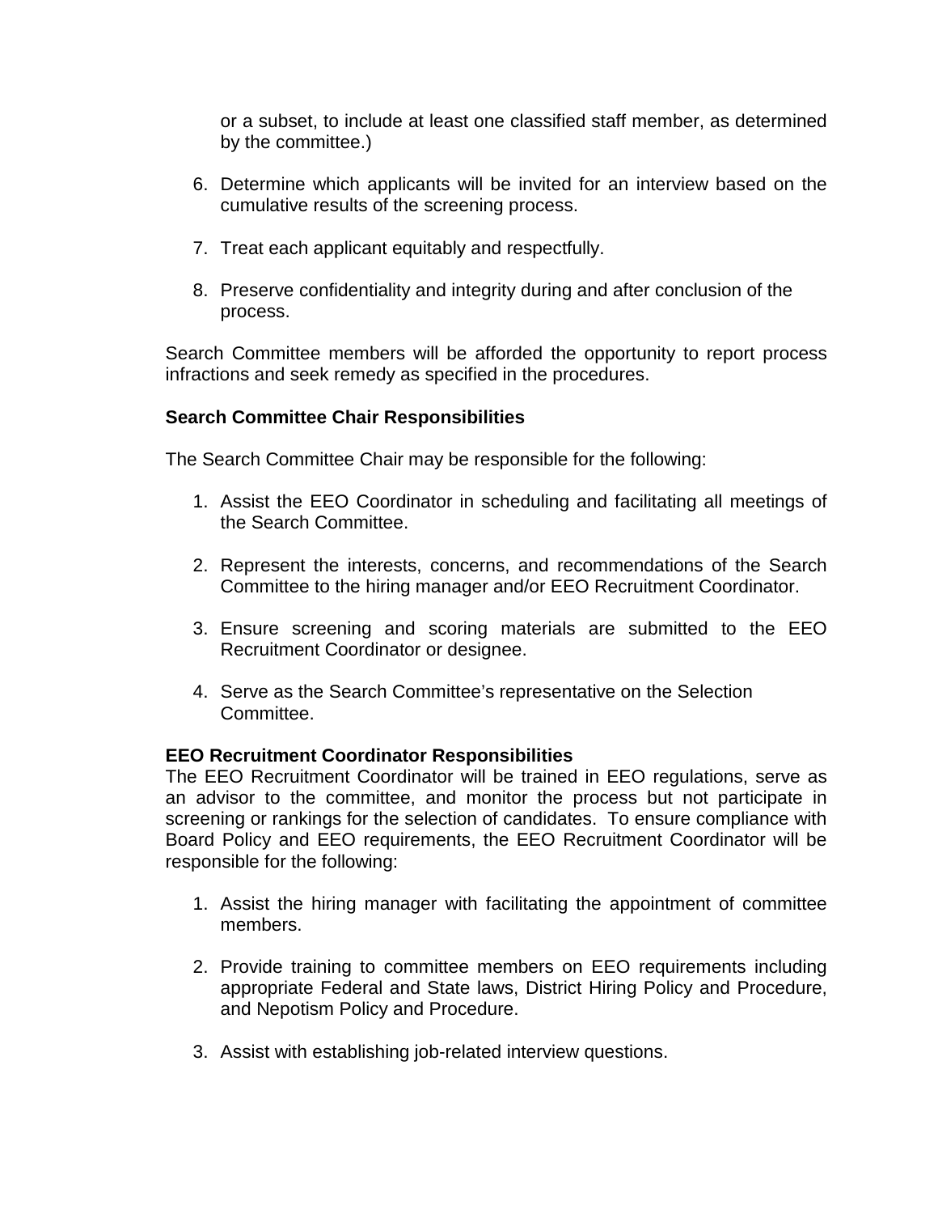or a subset, to include at least one classified staff member, as determined by the committee.)

6. Determine which applicants will be invited for an interview based on the cumulative results of the screening process.

7. Treat each applicant equitably and respectfully.

8. Preserve confidentiality and integrity during and after conclusion of the process.

Search Committee members will be afforded the opportunity to report process infractions and seek remedy as specified in the procedures.

**Search Committee Chair Responsibilities**

The Search Committee Chair may be responsible for the following:

1. Assist the EEO Coordinator in scheduling and facilitating all meetings of the Search Committee.

2. Represent the interests, concerns, and recommendations of the Search Committee to the hiring manager and/or EEO Recruitment Coordinator.

3. Ensure screening and scoring materials are submitted to the EEO Recruitment Coordinator or designee.

4. Serve as the Search Committee's representative on the Selection Committee.

**EEO Recruitment Coordinator Responsibilities**

The EEO Recruitment Coordinator will be trained in EEO regulations, serve as an advisor to the committee, and monitor the process but not participate in screening or rankings for the selection of candidates. To ensure compliance with Board Policy and EEO requirements, the EEO Recruitment Coordinator will be responsible for the following:

1. Assist the hiring manager with facilitating the appointment of committee members.

2. Provide training to committee members on EEO requirements including appropriate Federal and State laws, District Hiring Policy and Procedure, and Nepotism Policy and Procedure.

3. Assist with establishing job-related interview questions.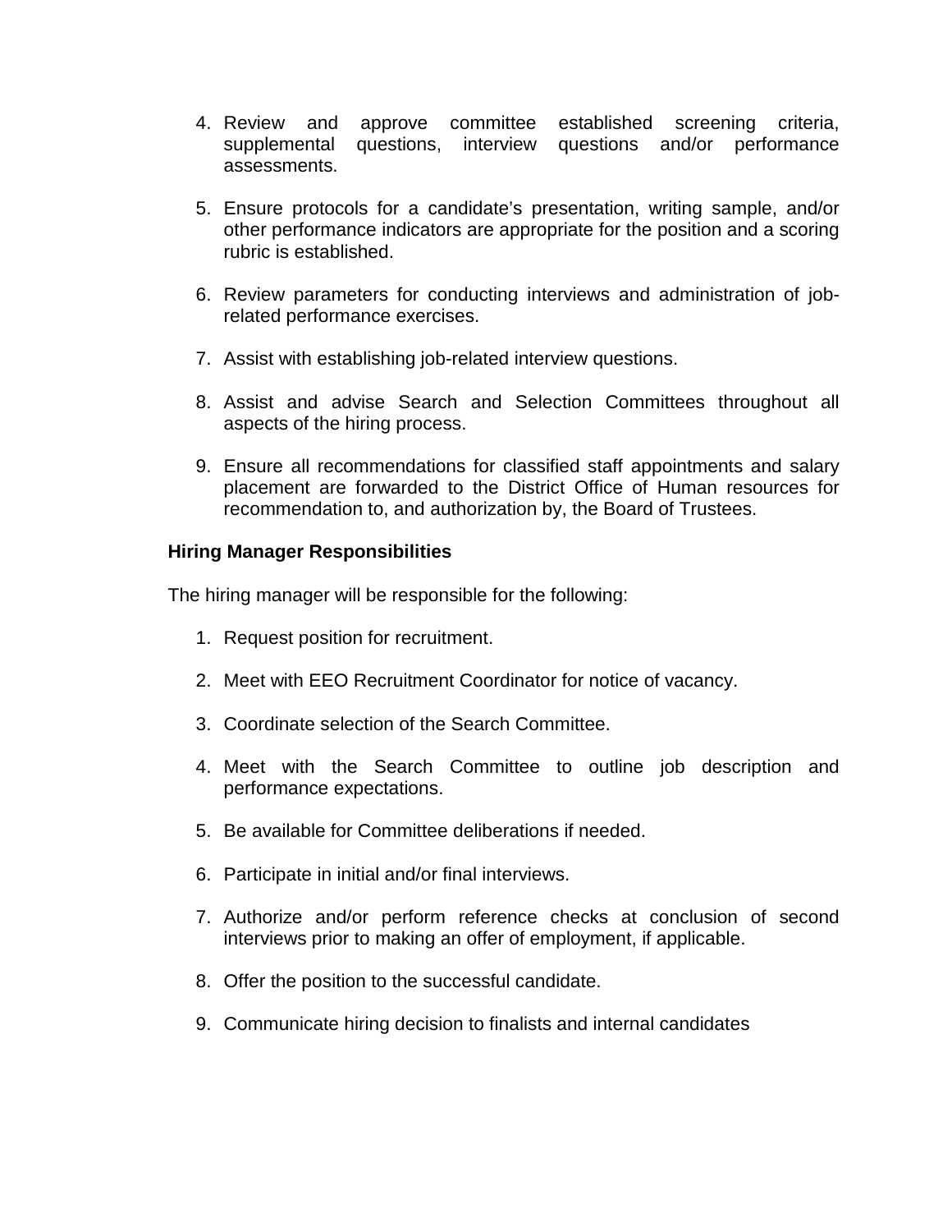4. Review and approve committee established screening criteria, supplemental questions, interview questions and/or performance assessments.

5. Ensure protocols for a candidate’s presentation, writing sample, and/or other performance indicators are appropriate for the position and a scoring rubric is established.

6. Review parameters for conducting interviews and administration of job-related performance exercises.

7. Assist with establishing job-related interview questions.

8. Assist and advise Search and Selection Committees throughout all aspects of the hiring process.

9. Ensure all recommendations for classified staff appointments and salary placement are forwarded to the District Office of Human resources for recommendation to, and authorization by, the Board of Trustees.

**Hiring Manager Responsibilities**

The hiring manager will be responsible for the following:

1. Request position for recruitment.

2. Meet with EEO Recruitment Coordinator for notice of vacancy.

3. Coordinate selection of the Search Committee.

4. Meet with the Search Committee to outline job description and performance expectations.

5. Be available for Committee deliberations if needed.

6. Participate in initial and/or final interviews.

7. Authorize and/or perform reference checks at conclusion of second interviews prior to making an offer of employment, if applicable.

8. Offer the position to the successful candidate.

9. Communicate hiring decision to finalists and internal candidates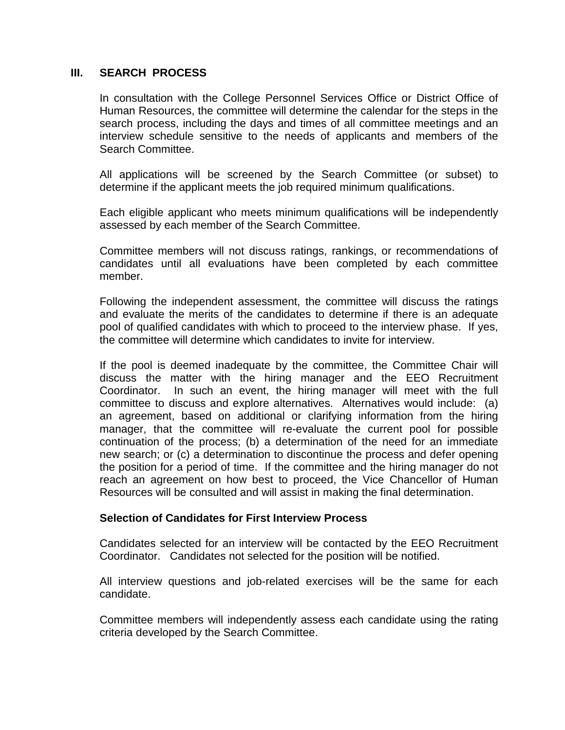## III. SEARCH PROCESS

In consultation with the College Personnel Services Office or District Office of Human Resources, the committee will determine the calendar for the steps in the search process, including the days and times of all committee meetings and an interview schedule sensitive to the needs of applicants and members of the Search Committee.

All applications will be screened by the Search Committee (or subset) to determine if the applicant meets the job required minimum qualifications.

Each eligible applicant who meets minimum qualifications will be independently assessed by each member of the Search Committee.

Committee members will not discuss ratings, rankings, or recommendations of candidates until all evaluations have been completed by each committee member.

Following the independent assessment, the committee will discuss the ratings and evaluate the merits of the candidates to determine if there is an adequate pool of qualified candidates with which to proceed to the interview phase. If yes, the committee will determine which candidates to invite for interview.

If the pool is deemed inadequate by the committee, the Committee Chair will discuss the matter with the hiring manager and the EEO Recruitment Coordinator. In such an event, the hiring manager will meet with the full committee to discuss and explore alternatives. Alternatives would include: (a) an agreement, based on additional or clarifying information from the hiring manager, that the committee will re-evaluate the current pool for possible continuation of the process; (b) a determination of the need for an immediate new search; or (c) a determination to discontinue the process and defer opening the position for a period of time. If the committee and the hiring manager do not reach an agreement on how best to proceed, the Vice Chancellor of Human Resources will be consulted and will assist in making the final determination.

**Selection of Candidates for First Interview Process**

Candidates selected for an interview will be contacted by the EEO Recruitment Coordinator. Candidates not selected for the position will be notified.

All interview questions and job-related exercises will be the same for each candidate.

Committee members will independently assess each candidate using the rating criteria developed by the Search Committee.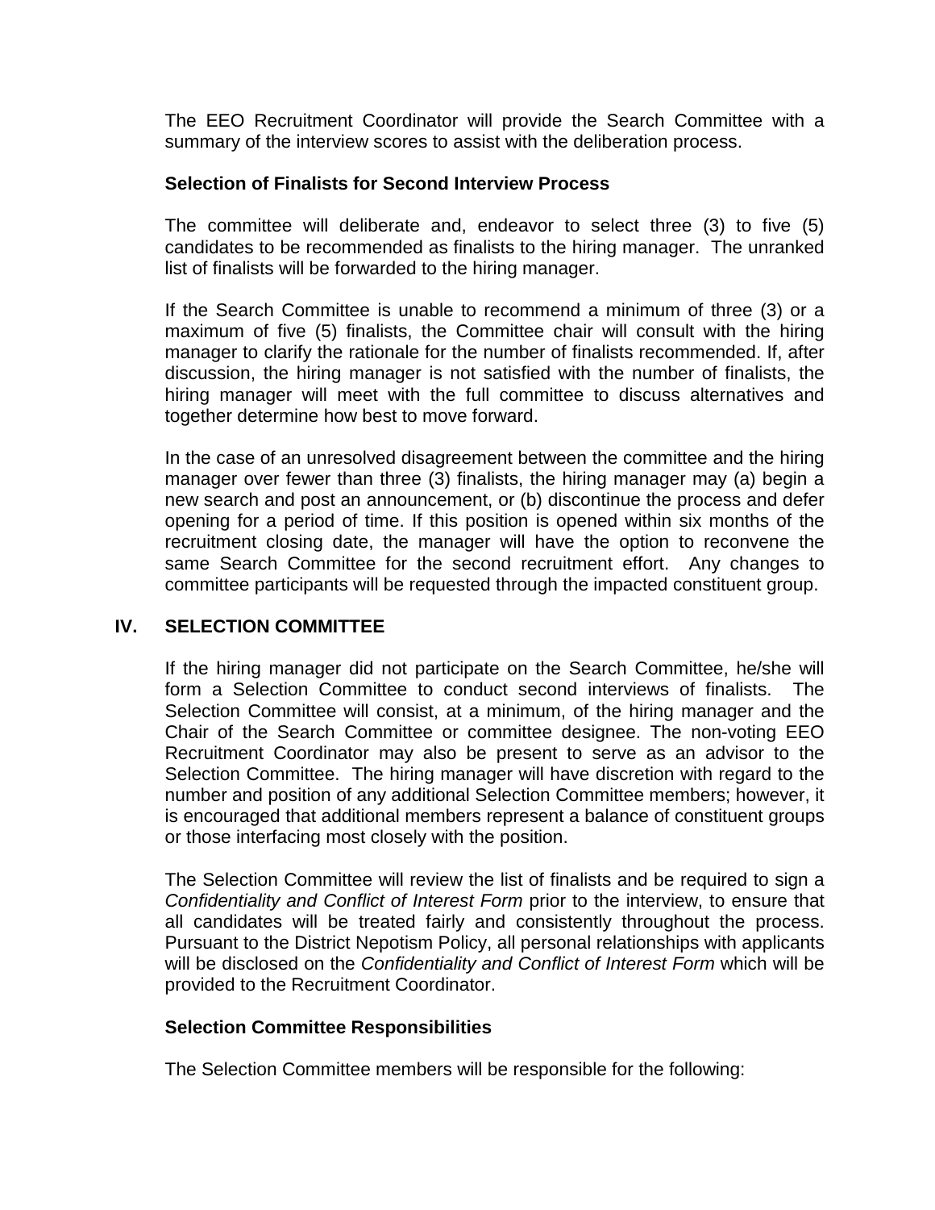The EEO Recruitment Coordinator will provide the Search Committee with a summary of the interview scores to assist with the deliberation process.

**Selection of Finalists for Second Interview Process**

The committee will deliberate and, endeavor to select three (3) to five (5) candidates to be recommended as finalists to the hiring manager. The unranked list of finalists will be forwarded to the hiring manager.

If the Search Committee is unable to recommend a minimum of three (3) or a maximum of five (5) finalists, the Committee chair will consult with the hiring manager to clarify the rationale for the number of finalists recommended. If, after discussion, the hiring manager is not satisfied with the number of finalists, the hiring manager will meet with the full committee to discuss alternatives and together determine how best to move forward.

In the case of an unresolved disagreement between the committee and the hiring manager over fewer than three (3) finalists, the hiring manager may (a) begin a new search and post an announcement, or (b) discontinue the process and defer opening for a period of time. If this position is opened within six months of the recruitment closing date, the manager will have the option to reconvene the same Search Committee for the second recruitment effort. Any changes to committee participants will be requested through the impacted constituent group.

## IV. SELECTION COMMITTEE

If the hiring manager did not participate on the Search Committee, he/she will form a Selection Committee to conduct second interviews of finalists. The Selection Committee will consist, at a minimum, of the hiring manager and the Chair of the Search Committee or committee designee. The non-voting EEO Recruitment Coordinator may also be present to serve as an advisor to the Selection Committee. The hiring manager will have discretion with regard to the number and position of any additional Selection Committee members; however, it is encouraged that additional members represent a balance of constituent groups or those interfacing most closely with the position.

The Selection Committee will review the list of finalists and be required to sign a *Confidentiality and Conflict of Interest Form* prior to the interview, to ensure that all candidates will be treated fairly and consistently throughout the process. Pursuant to the District Nepotism Policy, all personal relationships with applicants will be disclosed on the *Confidentiality and Conflict of Interest Form* which will be provided to the Recruitment Coordinator.

**Selection Committee Responsibilities**

The Selection Committee members will be responsible for the following: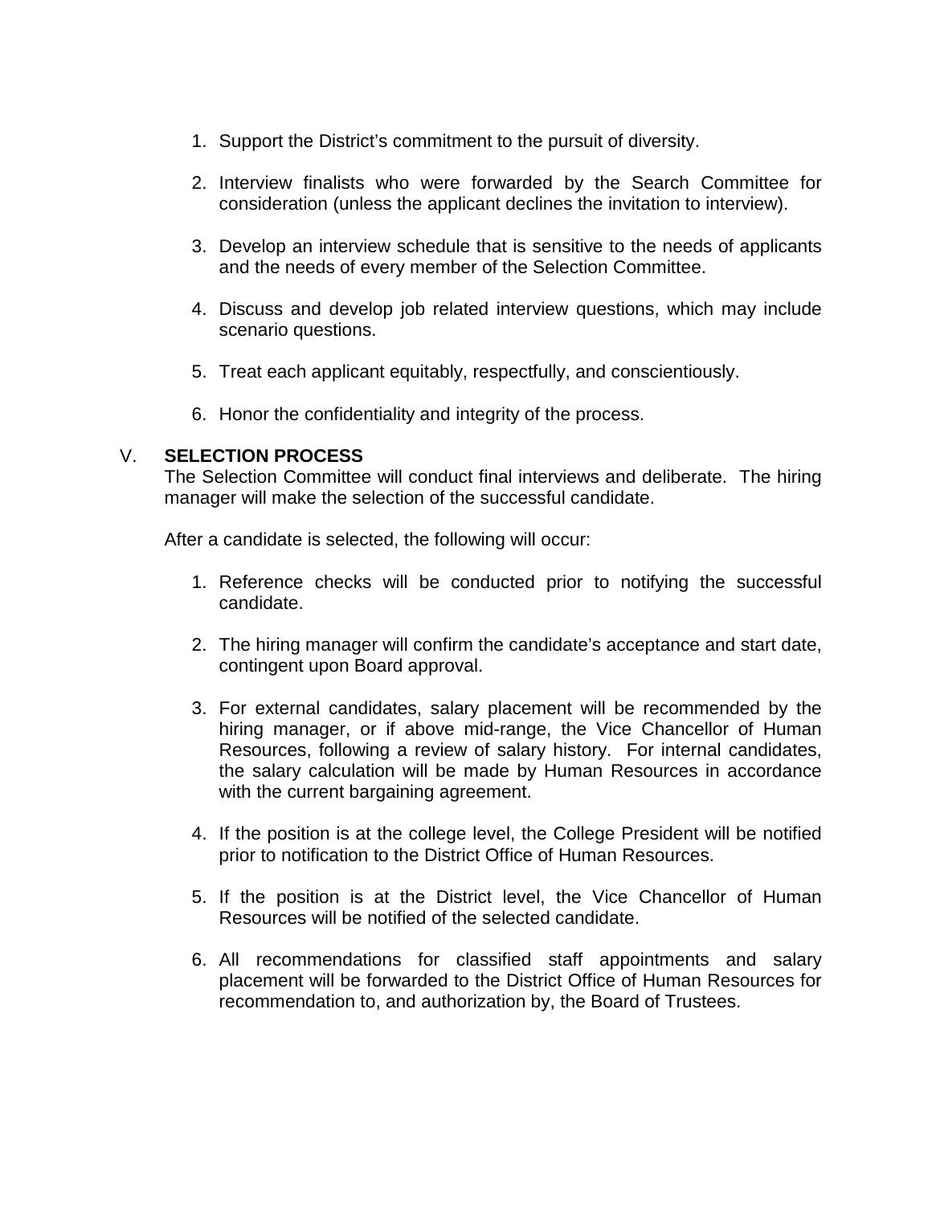1. Support the District's commitment to the pursuit of diversity.

2. Interview finalists who were forwarded by the Search Committee for consideration (unless the applicant declines the invitation to interview).

3. Develop an interview schedule that is sensitive to the needs of applicants and the needs of every member of the Selection Committee.

4. Discuss and develop job related interview questions, which may include scenario questions.

5. Treat each applicant equitably, respectfully, and conscientiously.

6. Honor the confidentiality and integrity of the process.

## V. SELECTION PROCESS

The Selection Committee will conduct final interviews and deliberate. The hiring manager will make the selection of the successful candidate.

After a candidate is selected, the following will occur:

1. Reference checks will be conducted prior to notifying the successful candidate.

2. The hiring manager will confirm the candidate's acceptance and start date, contingent upon Board approval.

3. For external candidates, salary placement will be recommended by the hiring manager, or if above mid-range, the Vice Chancellor of Human Resources, following a review of salary history. For internal candidates, the salary calculation will be made by Human Resources in accordance with the current bargaining agreement.

4. If the position is at the college level, the College President will be notified prior to notification to the District Office of Human Resources.

5. If the position is at the District level, the Vice Chancellor of Human Resources will be notified of the selected candidate.

6. All recommendations for classified staff appointments and salary placement will be forwarded to the District Office of Human Resources for recommendation to, and authorization by, the Board of Trustees.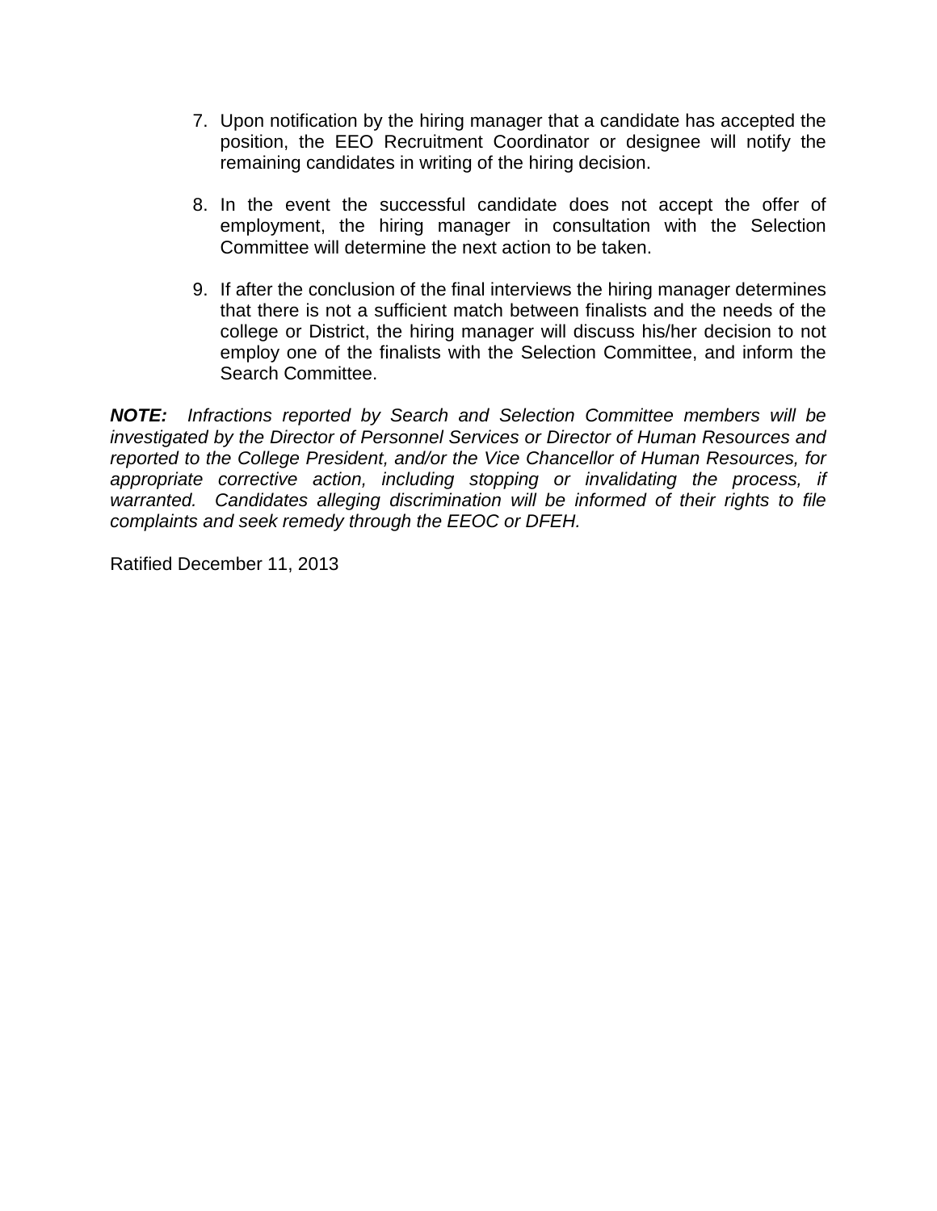7. Upon notification by the hiring manager that a candidate has accepted the position, the EEO Recruitment Coordinator or designee will notify the remaining candidates in writing of the hiring decision.

8. In the event the successful candidate does not accept the offer of employment, the hiring manager in consultation with the Selection Committee will determine the next action to be taken.

9. If after the conclusion of the final interviews the hiring manager determines that there is not a sufficient match between finalists and the needs of the college or District, the hiring manager will discuss his/her decision to not employ one of the finalists with the Selection Committee, and inform the Search Committee.

***NOTE:*** *Infractions reported by Search and Selection Committee members will be investigated by the Director of Personnel Services or Director of Human Resources and reported to the College President, and/or the Vice Chancellor of Human Resources, for appropriate corrective action, including stopping or invalidating the process, if warranted. Candidates alleging discrimination will be informed of their rights to file complaints and seek remedy through the EEOC or DFEH.*

Ratified December 11, 2013